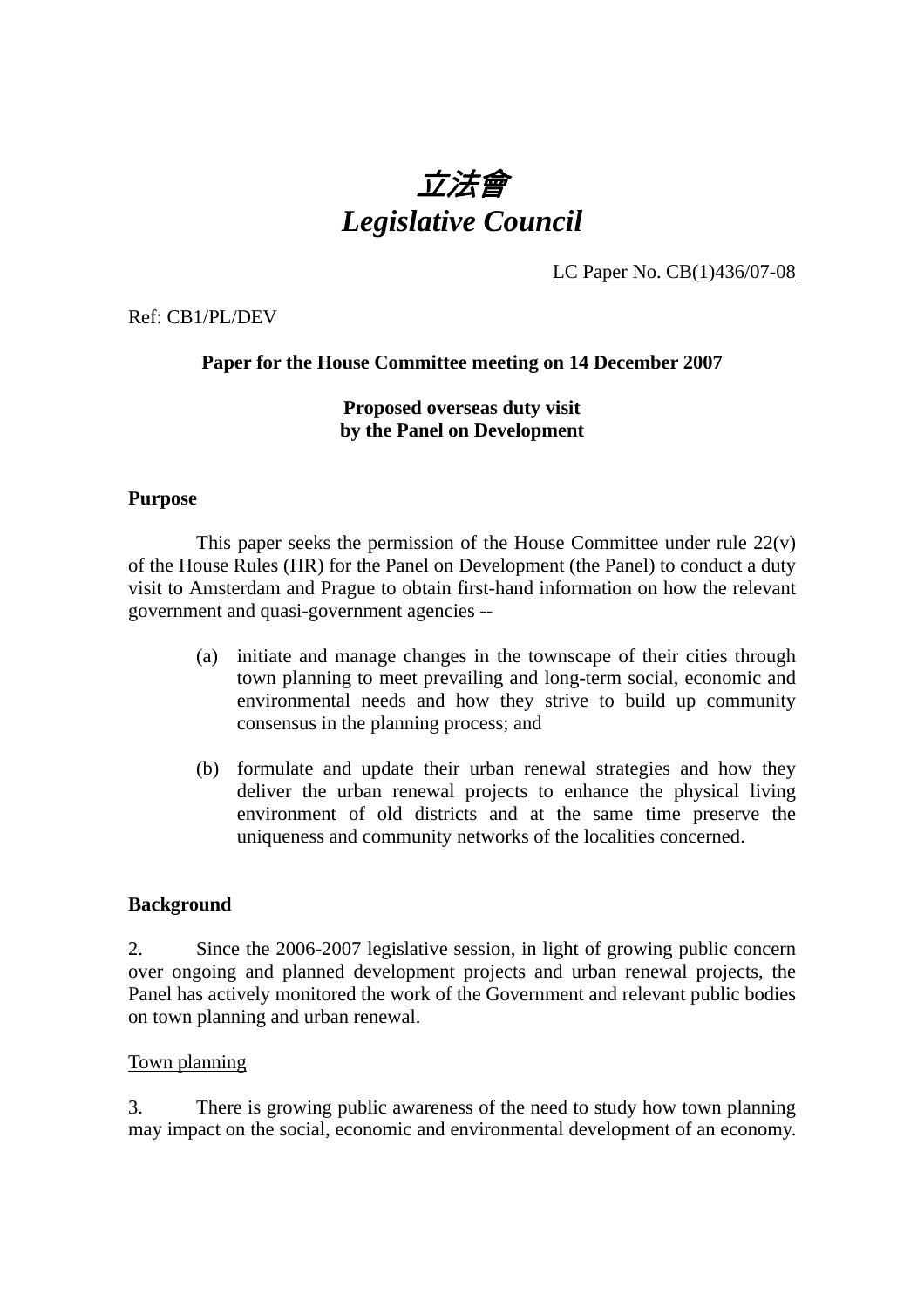# *立法會*
# *Legislative Council*

LC Paper No. CB(1)436/07-08

Ref: CB1/PL/DEV

**Paper for the House Committee meeting on 14 December 2007**

**Proposed overseas duty visit by the Panel on Development**

## Purpose

This paper seeks the permission of the House Committee under rule 22(v) of the House Rules (HR) for the Panel on Development (the Panel) to conduct a duty visit to Amsterdam and Prague to obtain first-hand information on how the relevant government and quasi-government agencies --

(a) initiate and manage changes in the townscape of their cities through town planning to meet prevailing and long-term social, economic and environmental needs and how they strive to build up community consensus in the planning process; and

(b) formulate and update their urban renewal strategies and how they deliver the urban renewal projects to enhance the physical living environment of old districts and at the same time preserve the uniqueness and community networks of the localities concerned.

## Background

2. Since the 2006-2007 legislative session, in light of growing public concern over ongoing and planned development projects and urban renewal projects, the Panel has actively monitored the work of the Government and relevant public bodies on town planning and urban renewal.

### Town planning

3. There is growing public awareness of the need to study how town planning may impact on the social, economic and environmental development of an economy.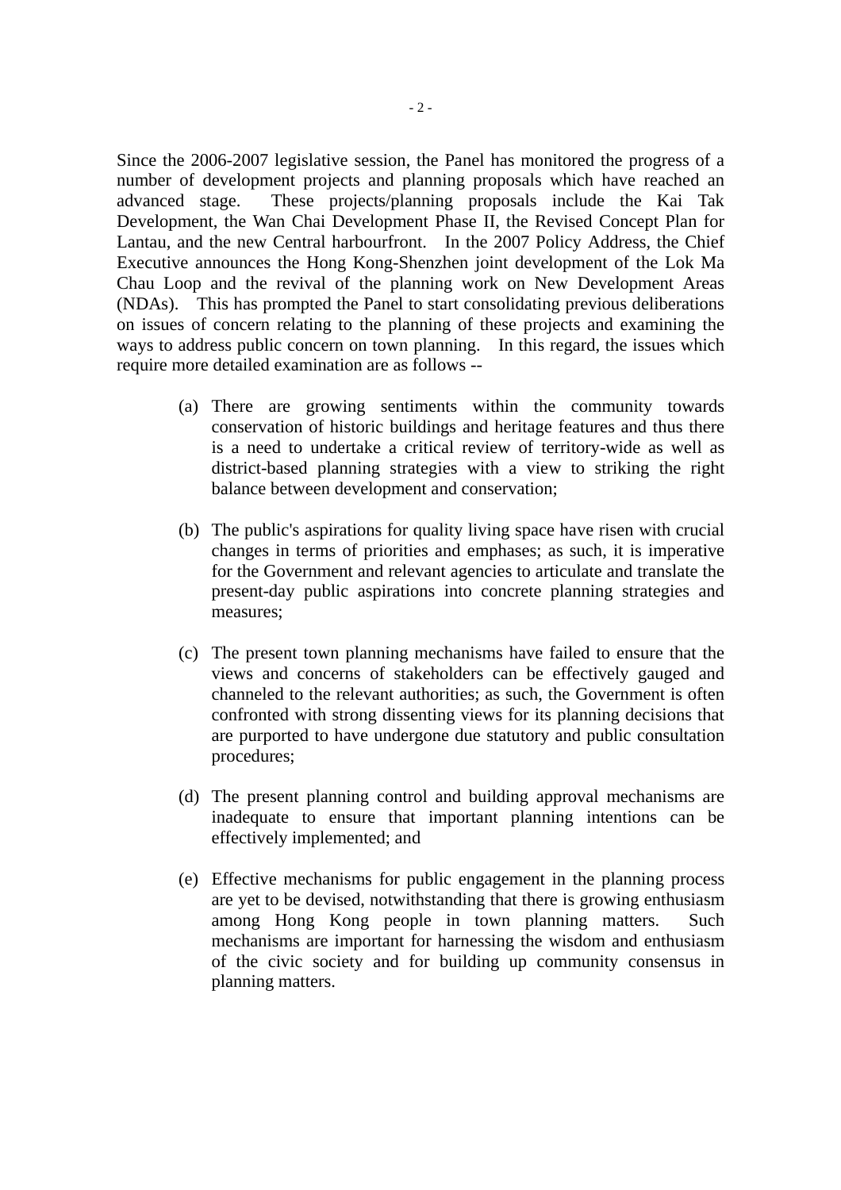Since the 2006-2007 legislative session, the Panel has monitored the progress of a number of development projects and planning proposals which have reached an advanced stage. These projects/planning proposals include the Kai Tak Development, the Wan Chai Development Phase II, the Revised Concept Plan for Lantau, and the new Central harbourfront. In the 2007 Policy Address, the Chief Executive announces the Hong Kong-Shenzhen joint development of the Lok Ma Chau Loop and the revival of the planning work on New Development Areas (NDAs). This has prompted the Panel to start consolidating previous deliberations on issues of concern relating to the planning of these projects and examining the ways to address public concern on town planning. In this regard, the issues which require more detailed examination are as follows --

(a) There are growing sentiments within the community towards conservation of historic buildings and heritage features and thus there is a need to undertake a critical review of territory-wide as well as district-based planning strategies with a view to striking the right balance between development and conservation;

(b) The public's aspirations for quality living space have risen with crucial changes in terms of priorities and emphases; as such, it is imperative for the Government and relevant agencies to articulate and translate the present-day public aspirations into concrete planning strategies and measures;

(c) The present town planning mechanisms have failed to ensure that the views and concerns of stakeholders can be effectively gauged and channeled to the relevant authorities; as such, the Government is often confronted with strong dissenting views for its planning decisions that are purported to have undergone due statutory and public consultation procedures;

(d) The present planning control and building approval mechanisms are inadequate to ensure that important planning intentions can be effectively implemented; and

(e) Effective mechanisms for public engagement in the planning process are yet to be devised, notwithstanding that there is growing enthusiasm among Hong Kong people in town planning matters. Such mechanisms are important for harnessing the wisdom and enthusiasm of the civic society and for building up community consensus in planning matters.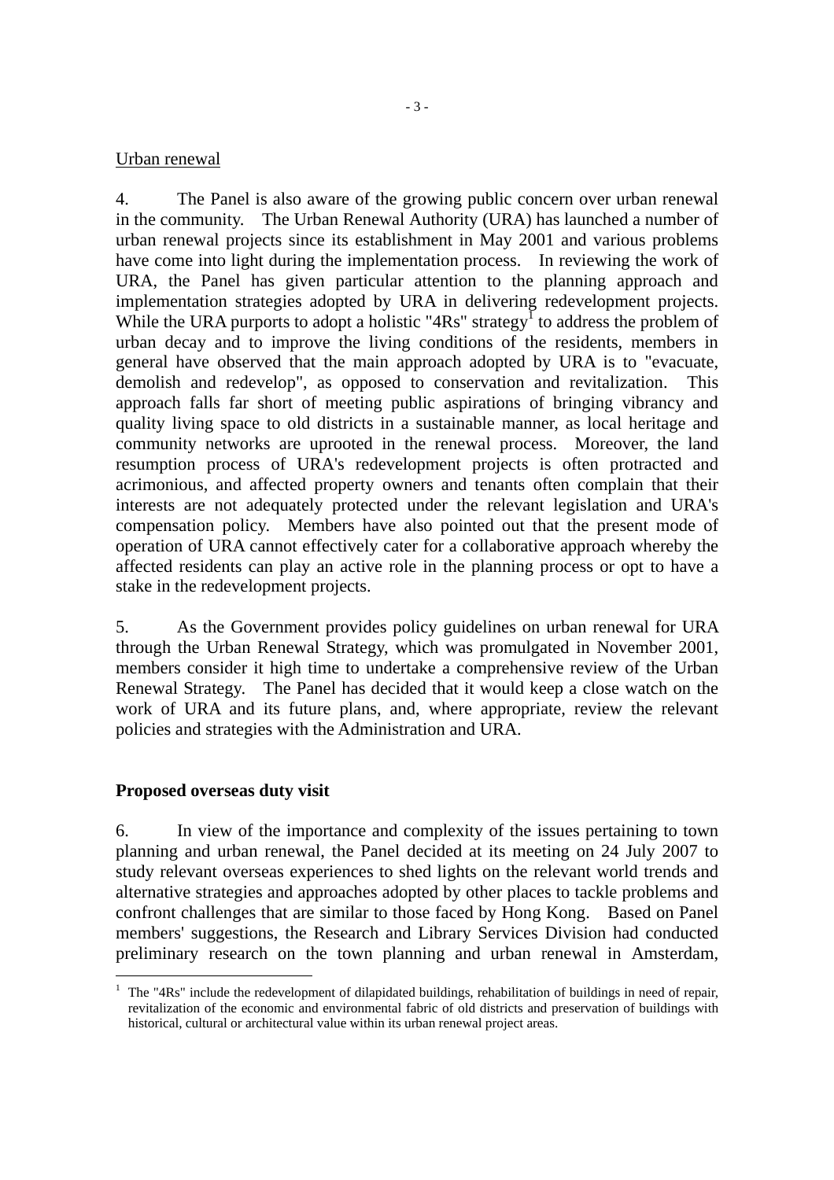Urban renewal

4. The Panel is also aware of the growing public concern over urban renewal in the community. The Urban Renewal Authority (URA) has launched a number of urban renewal projects since its establishment in May 2001 and various problems have come into light during the implementation process. In reviewing the work of URA, the Panel has given particular attention to the planning approach and implementation strategies adopted by URA in delivering redevelopment projects. While the URA purports to adopt a holistic "4Rs" strategy[1] to address the problem of urban decay and to improve the living conditions of the residents, members in general have observed that the main approach adopted by URA is to "evacuate, demolish and redevelop", as opposed to conservation and revitalization. This approach falls far short of meeting public aspirations of bringing vibrancy and quality living space to old districts in a sustainable manner, as local heritage and community networks are uprooted in the renewal process. Moreover, the land resumption process of URA's redevelopment projects is often protracted and acrimonious, and affected property owners and tenants often complain that their interests are not adequately protected under the relevant legislation and URA's compensation policy. Members have also pointed out that the present mode of operation of URA cannot effectively cater for a collaborative approach whereby the affected residents can play an active role in the planning process or opt to have a stake in the redevelopment projects.

5. As the Government provides policy guidelines on urban renewal for URA through the Urban Renewal Strategy, which was promulgated in November 2001, members consider it high time to undertake a comprehensive review of the Urban Renewal Strategy. The Panel has decided that it would keep a close watch on the work of URA and its future plans, and, where appropriate, review the relevant policies and strategies with the Administration and URA.

**Proposed overseas duty visit**

6. In view of the importance and complexity of the issues pertaining to town planning and urban renewal, the Panel decided at its meeting on 24 July 2007 to study relevant overseas experiences to shed lights on the relevant world trends and alternative strategies and approaches adopted by other places to tackle problems and confront challenges that are similar to those faced by Hong Kong. Based on Panel members' suggestions, the Research and Library Services Division had conducted preliminary research on the town planning and urban renewal in Amsterdam,

[1] The "4Rs" include the redevelopment of dilapidated buildings, rehabilitation of buildings in need of repair, revitalization of the economic and environmental fabric of old districts and preservation of buildings with historical, cultural or architectural value within its urban renewal project areas.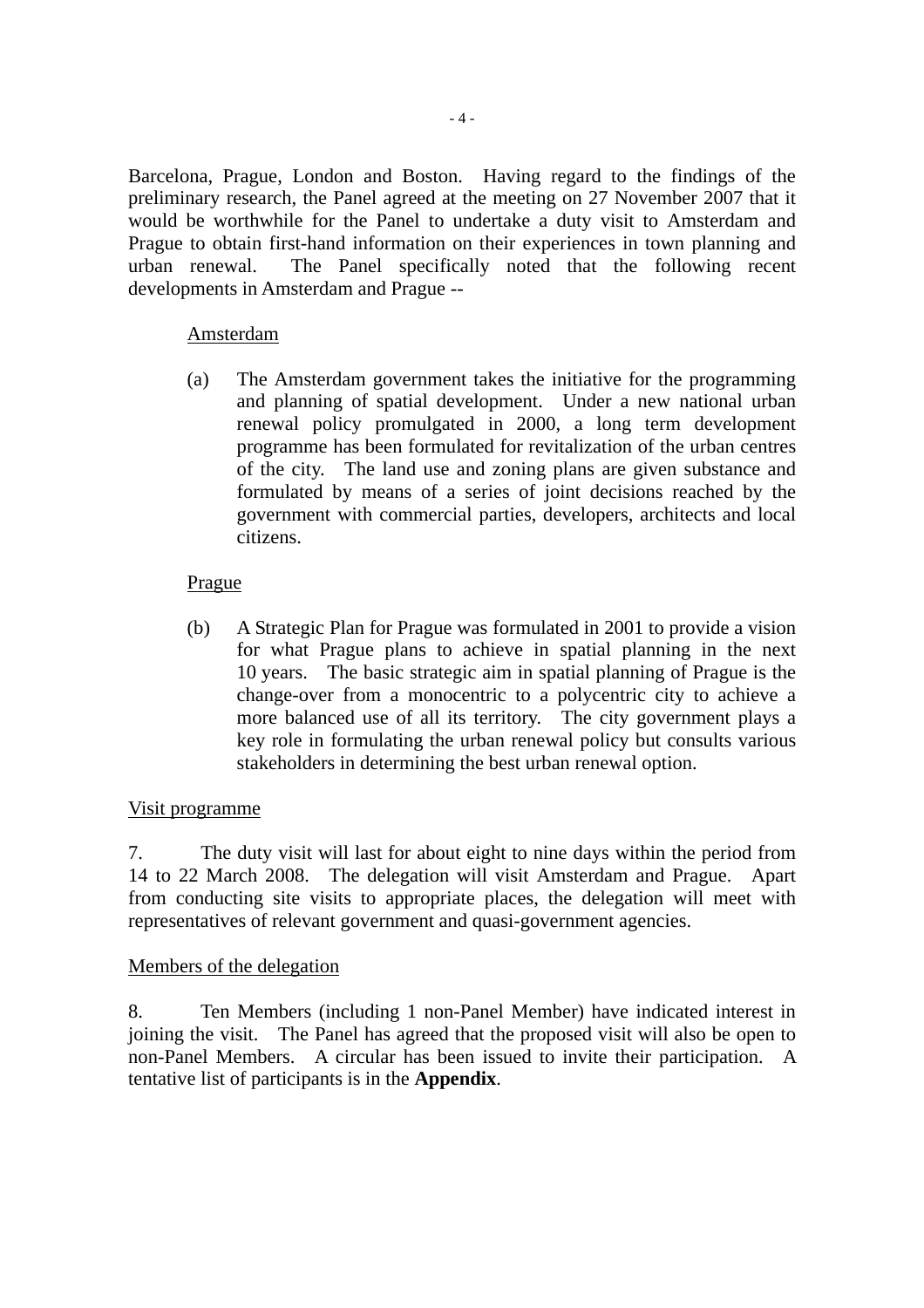Barcelona, Prague, London and Boston. Having regard to the findings of the preliminary research, the Panel agreed at the meeting on 27 November 2007 that it would be worthwhile for the Panel to undertake a duty visit to Amsterdam and Prague to obtain first-hand information on their experiences in town planning and urban renewal. The Panel specifically noted that the following recent developments in Amsterdam and Prague --

<u>Amsterdam</u>

(a) The Amsterdam government takes the initiative for the programming and planning of spatial development. Under a new national urban renewal policy promulgated in 2000, a long term development programme has been formulated for revitalization of the urban centres of the city. The land use and zoning plans are given substance and formulated by means of a series of joint decisions reached by the government with commercial parties, developers, architects and local citizens.

<u>Prague</u>

(b) A Strategic Plan for Prague was formulated in 2001 to provide a vision for what Prague plans to achieve in spatial planning in the next 10 years. The basic strategic aim in spatial planning of Prague is the change-over from a monocentric to a polycentric city to achieve a more balanced use of all its territory. The city government plays a key role in formulating the urban renewal policy but consults various stakeholders in determining the best urban renewal option.

<u>Visit programme</u>

7. The duty visit will last for about eight to nine days within the period from 14 to 22 March 2008. The delegation will visit Amsterdam and Prague. Apart from conducting site visits to appropriate places, the delegation will meet with representatives of relevant government and quasi-government agencies.

<u>Members of the delegation</u>

8. Ten Members (including 1 non-Panel Member) have indicated interest in joining the visit. The Panel has agreed that the proposed visit will also be open to non-Panel Members. A circular has been issued to invite their participation. A tentative list of participants is in the **Appendix**.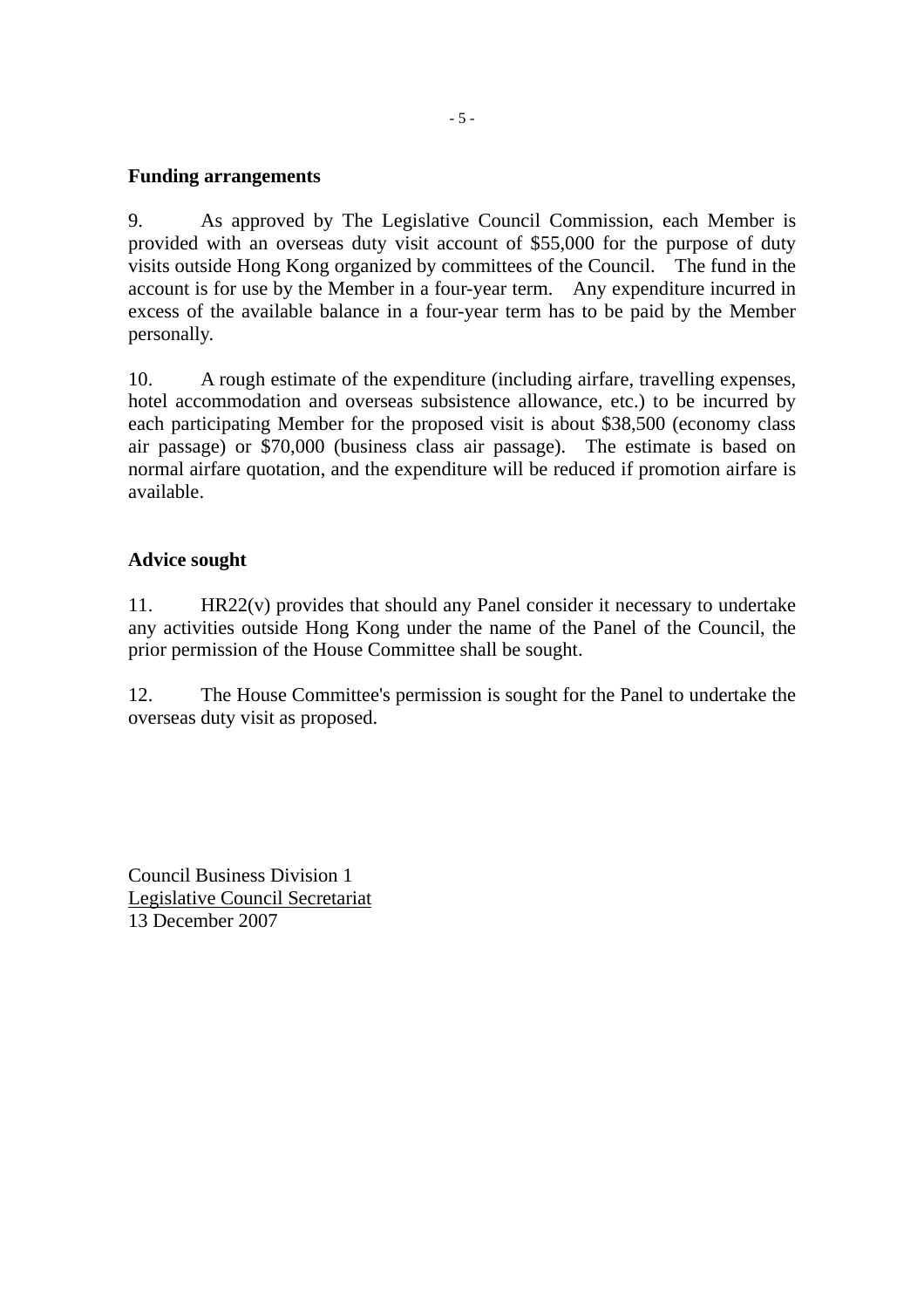**Funding arrangements**

9. As approved by The Legislative Council Commission, each Member is provided with an overseas duty visit account of $55,000 for the purpose of duty visits outside Hong Kong organized by committees of the Council. The fund in the account is for use by the Member in a four-year term. Any expenditure incurred in excess of the available balance in a four-year term has to be paid by the Member personally.

10. A rough estimate of the expenditure (including airfare, travelling expenses, hotel accommodation and overseas subsistence allowance, etc.) to be incurred by each participating Member for the proposed visit is about $38,500 (economy class air passage) or $70,000 (business class air passage). The estimate is based on normal airfare quotation, and the expenditure will be reduced if promotion airfare is available.

**Advice sought**

11. HR22(v) provides that should any Panel consider it necessary to undertake any activities outside Hong Kong under the name of the Panel of the Council, the prior permission of the House Committee shall be sought.

12. The House Committee's permission is sought for the Panel to undertake the overseas duty visit as proposed.

Council Business Division 1
Legislative Council Secretariat
13 December 2007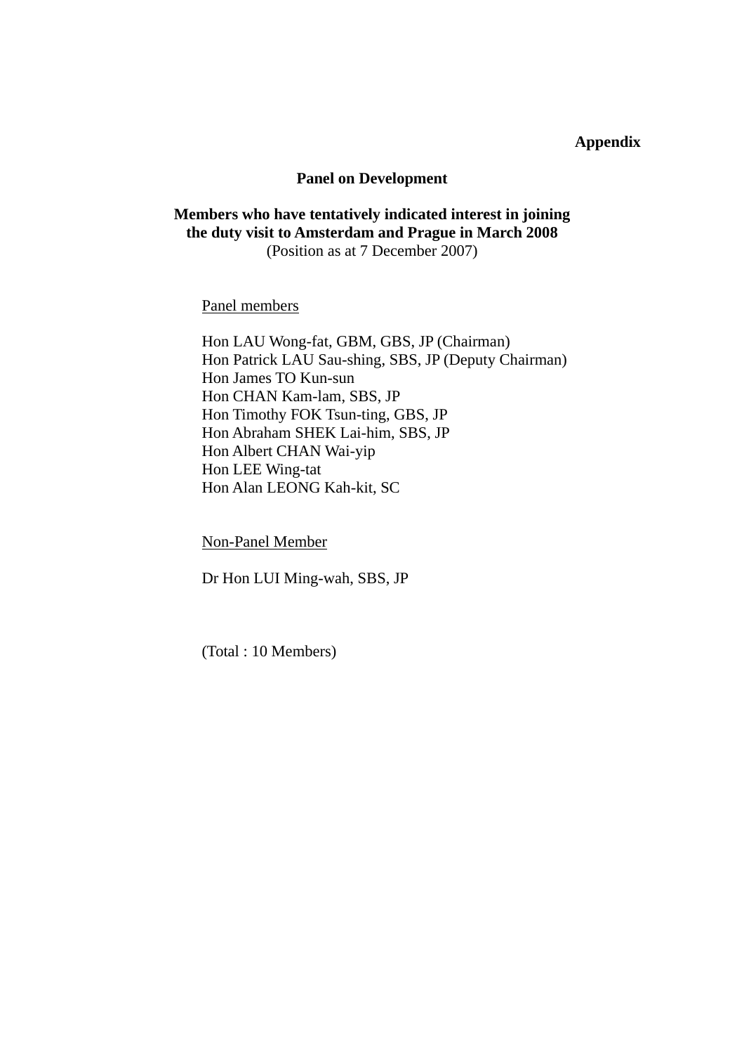**Appendix**

## Panel on Development

## Members who have tentatively indicated interest in joining the duty visit to Amsterdam and Prague in March 2008

(Position as at 7 December 2007)

Panel members

Hon LAU Wong-fat, GBM, GBS, JP (Chairman)
Hon Patrick LAU Sau-shing, SBS, JP (Deputy Chairman)
Hon James TO Kun-sun
Hon CHAN Kam-lam, SBS, JP
Hon Timothy FOK Tsun-ting, GBS, JP
Hon Abraham SHEK Lai-him, SBS, JP
Hon Albert CHAN Wai-yip
Hon LEE Wing-tat
Hon Alan LEONG Kah-kit, SC

Non-Panel Member

Dr Hon LUI Ming-wah, SBS, JP

(Total : 10 Members)